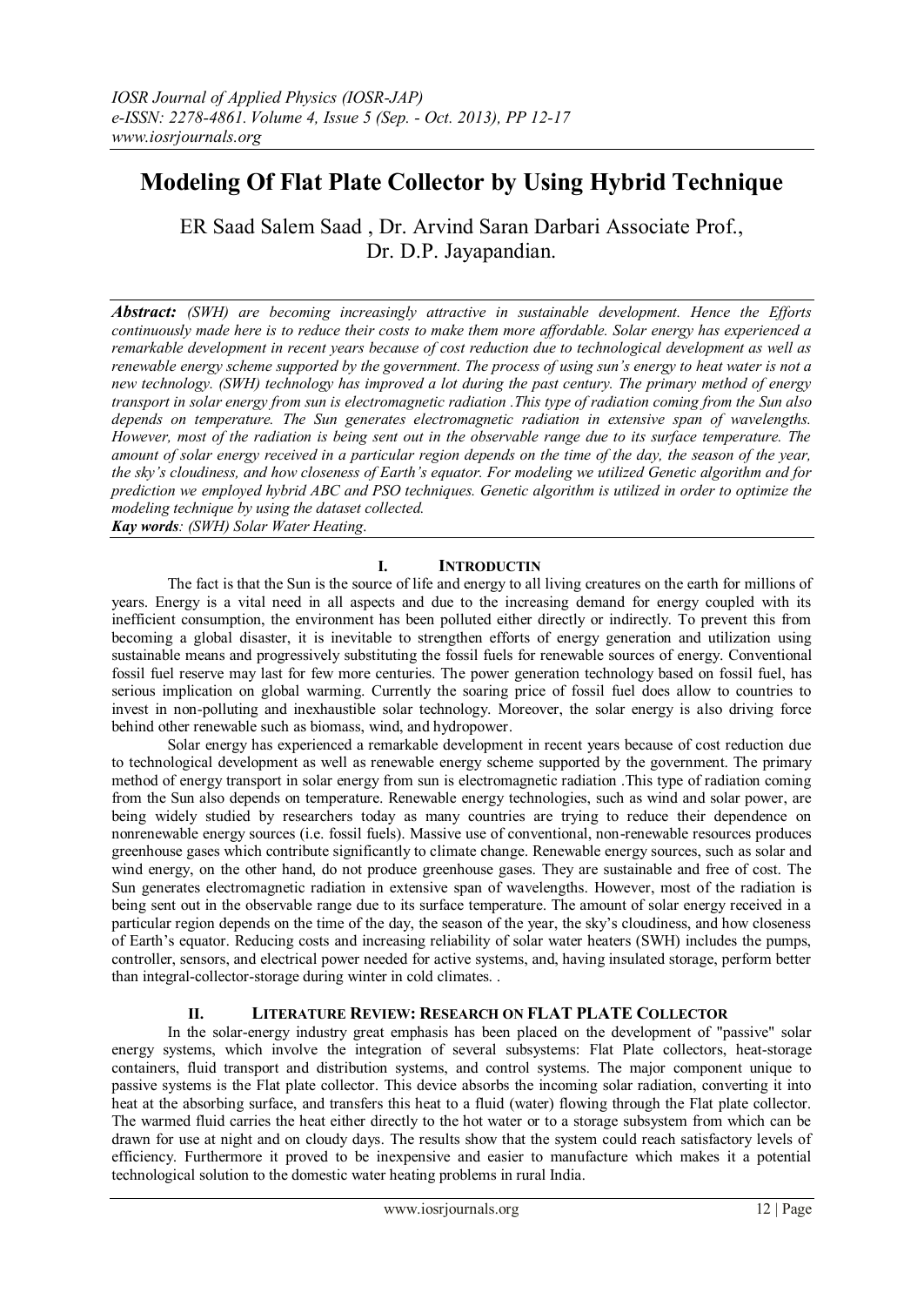# Modeling Of Flat Plate Collector by Using Hybrid Technique

ER Saad Salem Saad , Dr. Arvind Saran Darbari Associate Prof., Dr. D.P. Jayapandian.

***Abstract:*** *(SWH) are becoming increasingly attractive in sustainable development. Hence the Efforts continuously made here is to reduce their costs to make them more affordable. Solar energy has experienced a remarkable development in recent years because of cost reduction due to technological development as well as renewable energy scheme supported by the government. The process of using sun's energy to heat water is not a new technology. (SWH) technology has improved a lot during the past century. The primary method of energy transport in solar energy from sun is electromagnetic radiation .This type of radiation coming from the Sun also depends on temperature. The Sun generates electromagnetic radiation in extensive span of wavelengths. However, most of the radiation is being sent out in the observable range due to its surface temperature. The amount of solar energy received in a particular region depends on the time of the day, the season of the year, the sky's cloudiness, and how closeness of Earth's equator. For modeling we utilized Genetic algorithm and for prediction we employed hybrid ABC and PSO techniques. Genetic algorithm is utilized in order to optimize the modeling technique by using the dataset collected.*

***Kay words****: (SWH) Solar Water Heating.*

## I. INTRODUCTIN

The fact is that the Sun is the source of life and energy to all living creatures on the earth for millions of years. Energy is a vital need in all aspects and due to the increasing demand for energy coupled with its inefficient consumption, the environment has been polluted either directly or indirectly. To prevent this from becoming a global disaster, it is inevitable to strengthen efforts of energy generation and utilization using sustainable means and progressively substituting the fossil fuels for renewable sources of energy. Conventional fossil fuel reserve may last for few more centuries. The power generation technology based on fossil fuel, has serious implication on global warming. Currently the soaring price of fossil fuel does allow to countries to invest in non-polluting and inexhaustible solar technology. Moreover, the solar energy is also driving force behind other renewable such as biomass, wind, and hydropower.

Solar energy has experienced a remarkable development in recent years because of cost reduction due to technological development as well as renewable energy scheme supported by the government. The primary method of energy transport in solar energy from sun is electromagnetic radiation .This type of radiation coming from the Sun also depends on temperature. Renewable energy technologies, such as wind and solar power, are being widely studied by researchers today as many countries are trying to reduce their dependence on nonrenewable energy sources (i.e. fossil fuels). Massive use of conventional, non-renewable resources produces greenhouse gases which contribute significantly to climate change. Renewable energy sources, such as solar and wind energy, on the other hand, do not produce greenhouse gases. They are sustainable and free of cost. The Sun generates electromagnetic radiation in extensive span of wavelengths. However, most of the radiation is being sent out in the observable range due to its surface temperature. The amount of solar energy received in a particular region depends on the time of the day, the season of the year, the sky's cloudiness, and how closeness of Earth's equator. Reducing costs and increasing reliability of solar water heaters (SWH) includes the pumps, controller, sensors, and electrical power needed for active systems, and, having insulated storage, perform better than integral-collector-storage during winter in cold climates. .

## II. LITERATURE REVIEW: RESEARCH ON FLAT PLATE COLLECTOR

In the solar-energy industry great emphasis has been placed on the development of "passive" solar energy systems, which involve the integration of several subsystems: Flat Plate collectors, heat-storage containers, fluid transport and distribution systems, and control systems. The major component unique to passive systems is the Flat plate collector. This device absorbs the incoming solar radiation, converting it into heat at the absorbing surface, and transfers this heat to a fluid (water) flowing through the Flat plate collector. The warmed fluid carries the heat either directly to the hot water or to a storage subsystem from which can be drawn for use at night and on cloudy days. The results show that the system could reach satisfactory levels of efficiency. Furthermore it proved to be inexpensive and easier to manufacture which makes it a potential technological solution to the domestic water heating problems in rural India.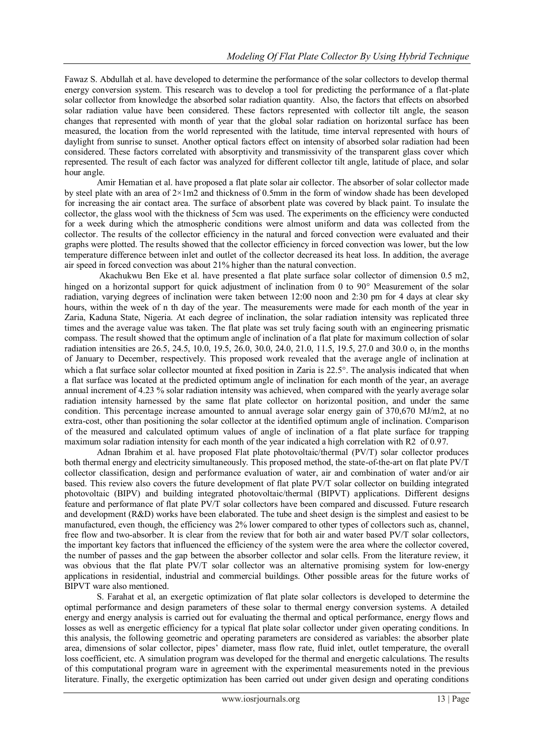Fawaz S. Abdullah et al. have developed to determine the performance of the solar collectors to develop thermal energy conversion system. This research was to develop a tool for predicting the performance of a flat-plate solar collector from knowledge the absorbed solar radiation quantity. Also, the factors that effects on absorbed solar radiation value have been considered. These factors represented with collector tilt angle, the season changes that represented with month of year that the global solar radiation on horizontal surface has been measured, the location from the world represented with the latitude, time interval represented with hours of daylight from sunrise to sunset. Another optical factors effect on intensity of absorbed solar radiation had been considered. These factors correlated with absorptivity and transmissivity of the transparent glass cover which represented. The result of each factor was analyzed for different collector tilt angle, latitude of place, and solar hour angle.

Amir Hematian et al. have proposed a flat plate solar air collector. The absorber of solar collector made by steel plate with an area of 2×1m2 and thickness of 0.5mm in the form of window shade has been developed for increasing the air contact area. The surface of absorbent plate was covered by black paint. To insulate the collector, the glass wool with the thickness of 5cm was used. The experiments on the efficiency were conducted for a week during which the atmospheric conditions were almost uniform and data was collected from the collector. The results of the collector efficiency in the natural and forced convection were evaluated and their graphs were plotted. The results showed that the collector efficiency in forced convection was lower, but the low temperature difference between inlet and outlet of the collector decreased its heat loss. In addition, the average air speed in forced convection was about 21% higher than the natural convection.

Akachukwu Ben Eke et al. have presented a flat plate surface solar collector of dimension 0.5 m2, hinged on a horizontal support for quick adjustment of inclination from 0 to 90° Measurement of the solar radiation, varying degrees of inclination were taken between 12:00 noon and 2:30 pm for 4 days at clear sky hours, within the week of n th day of the year. The measurements were made for each month of the year in Zaria, Kaduna State, Nigeria. At each degree of inclination, the solar radiation intensity was replicated three times and the average value was taken. The flat plate was set truly facing south with an engineering prismatic compass. The result showed that the optimum angle of inclination of a flat plate for maximum collection of solar radiation intensities are 26.5, 24.5, 10.0, 19.5, 26.0, 30.0, 24.0, 21.0, 11.5, 19.5, 27.0 and 30.0 o, in the months of January to December, respectively. This proposed work revealed that the average angle of inclination at which a flat surface solar collector mounted at fixed position in Zaria is 22.5°. The analysis indicated that when a flat surface was located at the predicted optimum angle of inclination for each month of the year, an average annual increment of 4.23 % solar radiation intensity was achieved, when compared with the yearly average solar radiation intensity harnessed by the same flat plate collector on horizontal position, and under the same condition. This percentage increase amounted to annual average solar energy gain of 370,670 MJ/m2, at no extra-cost, other than positioning the solar collector at the identified optimum angle of inclination. Comparison of the measured and calculated optimum values of angle of inclination of a flat plate surface for trapping maximum solar radiation intensity for each month of the year indicated a high correlation with R2 of 0.97.

Adnan Ibrahim et al. have proposed Flat plate photovoltaic/thermal (PV/T) solar collector produces both thermal energy and electricity simultaneously. This proposed method, the state-of-the-art on flat plate PV/T collector classification, design and performance evaluation of water, air and combination of water and/or air based. This review also covers the future development of flat plate PV/T solar collector on building integrated photovoltaic (BIPV) and building integrated photovoltaic/thermal (BIPVT) applications. Different designs feature and performance of flat plate PV/T solar collectors have been compared and discussed. Future research and development (R&D) works have been elaborated. The tube and sheet design is the simplest and easiest to be manufactured, even though, the efficiency was 2% lower compared to other types of collectors such as, channel, free flow and two-absorber. It is clear from the review that for both air and water based PV/T solar collectors, the important key factors that influenced the efficiency of the system were the area where the collector covered, the number of passes and the gap between the absorber collector and solar cells. From the literature review, it was obvious that the flat plate PV/T solar collector was an alternative promising system for low-energy applications in residential, industrial and commercial buildings. Other possible areas for the future works of BIPVT ware also mentioned.

S. Farahat et al, an exergetic optimization of flat plate solar collectors is developed to determine the optimal performance and design parameters of these solar to thermal energy conversion systems. A detailed energy and energy analysis is carried out for evaluating the thermal and optical performance, energy flows and losses as well as energetic efficiency for a typical flat plate solar collector under given operating conditions. In this analysis, the following geometric and operating parameters are considered as variables: the absorber plate area, dimensions of solar collector, pipes' diameter, mass flow rate, fluid inlet, outlet temperature, the overall loss coefficient, etc. A simulation program was developed for the thermal and energetic calculations. The results of this computational program ware in agreement with the experimental measurements noted in the previous literature. Finally, the exergetic optimization has been carried out under given design and operating conditions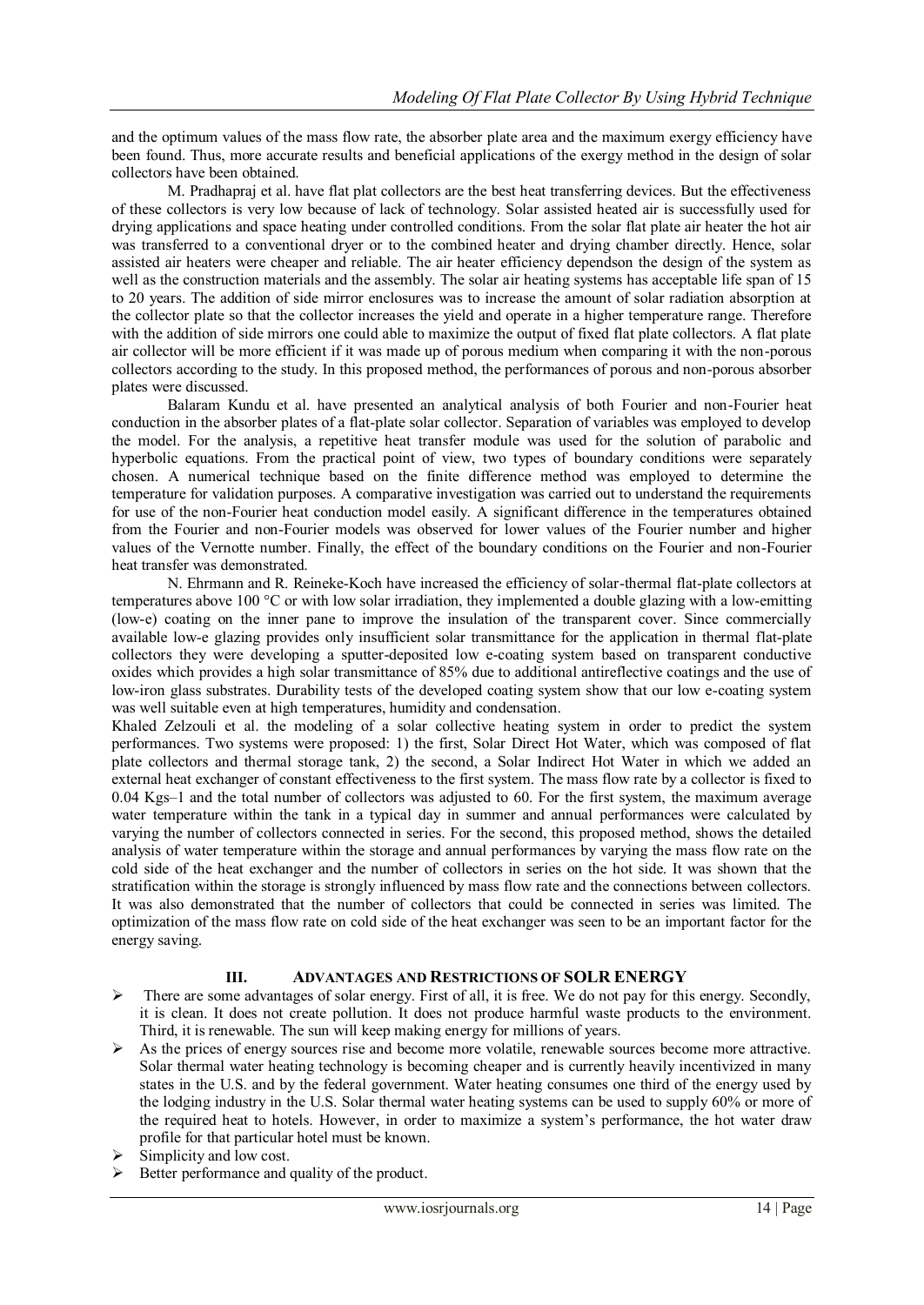and the optimum values of the mass flow rate, the absorber plate area and the maximum exergy efficiency have been found. Thus, more accurate results and beneficial applications of the exergy method in the design of solar collectors have been obtained.

M. Pradhapraj et al. have flat plat collectors are the best heat transferring devices. But the effectiveness of these collectors is very low because of lack of technology. Solar assisted heated air is successfully used for drying applications and space heating under controlled conditions. From the solar flat plate air heater the hot air was transferred to a conventional dryer or to the combined heater and drying chamber directly. Hence, solar assisted air heaters were cheaper and reliable. The air heater efficiency dependson the design of the system as well as the construction materials and the assembly. The solar air heating systems has acceptable life span of 15 to 20 years. The addition of side mirror enclosures was to increase the amount of solar radiation absorption at the collector plate so that the collector increases the yield and operate in a higher temperature range. Therefore with the addition of side mirrors one could able to maximize the output of fixed flat plate collectors. A flat plate air collector will be more efficient if it was made up of porous medium when comparing it with the non-porous collectors according to the study. In this proposed method, the performances of porous and non-porous absorber plates were discussed.

Balaram Kundu et al. have presented an analytical analysis of both Fourier and non-Fourier heat conduction in the absorber plates of a flat-plate solar collector. Separation of variables was employed to develop the model. For the analysis, a repetitive heat transfer module was used for the solution of parabolic and hyperbolic equations. From the practical point of view, two types of boundary conditions were separately chosen. A numerical technique based on the finite difference method was employed to determine the temperature for validation purposes. A comparative investigation was carried out to understand the requirements for use of the non-Fourier heat conduction model easily. A significant difference in the temperatures obtained from the Fourier and non-Fourier models was observed for lower values of the Fourier number and higher values of the Vernotte number. Finally, the effect of the boundary conditions on the Fourier and non-Fourier heat transfer was demonstrated.

N. Ehrmann and R. Reineke-Koch have increased the efficiency of solar-thermal flat-plate collectors at temperatures above 100 °C or with low solar irradiation, they implemented a double glazing with a low-emitting (low-e) coating on the inner pane to improve the insulation of the transparent cover. Since commercially available low-e glazing provides only insufficient solar transmittance for the application in thermal flat-plate collectors they were developing a sputter-deposited low e-coating system based on transparent conductive oxides which provides a high solar transmittance of 85% due to additional antireflective coatings and the use of low-iron glass substrates. Durability tests of the developed coating system show that our low e-coating system was well suitable even at high temperatures, humidity and condensation.

Khaled Zelzouli et al. the modeling of a solar collective heating system in order to predict the system performances. Two systems were proposed: 1) the first, Solar Direct Hot Water, which was composed of flat plate collectors and thermal storage tank, 2) the second, a Solar Indirect Hot Water in which we added an external heat exchanger of constant effectiveness to the first system. The mass flow rate by a collector is fixed to 0.04 Kgs–1 and the total number of collectors was adjusted to 60. For the first system, the maximum average water temperature within the tank in a typical day in summer and annual performances were calculated by varying the number of collectors connected in series. For the second, this proposed method, shows the detailed analysis of water temperature within the storage and annual performances by varying the mass flow rate on the cold side of the heat exchanger and the number of collectors in series on the hot side. It was shown that the stratification within the storage is strongly influenced by mass flow rate and the connections between collectors. It was also demonstrated that the number of collectors that could be connected in series was limited. The optimization of the mass flow rate on cold side of the heat exchanger was seen to be an important factor for the energy saving.

## III. ADVANTAGES AND RESTRICTIONS OF SOLR ENERGY

- There are some advantages of solar energy. First of all, it is free. We do not pay for this energy. Secondly, it is clean. It does not create pollution. It does not produce harmful waste products to the environment. Third, it is renewable. The sun will keep making energy for millions of years.
- As the prices of energy sources rise and become more volatile, renewable sources become more attractive. Solar thermal water heating technology is becoming cheaper and is currently heavily incentivized in many states in the U.S. and by the federal government. Water heating consumes one third of the energy used by the lodging industry in the U.S. Solar thermal water heating systems can be used to supply 60% or more of the required heat to hotels. However, in order to maximize a system's performance, the hot water draw profile for that particular hotel must be known.
- Simplicity and low cost.
- Better performance and quality of the product.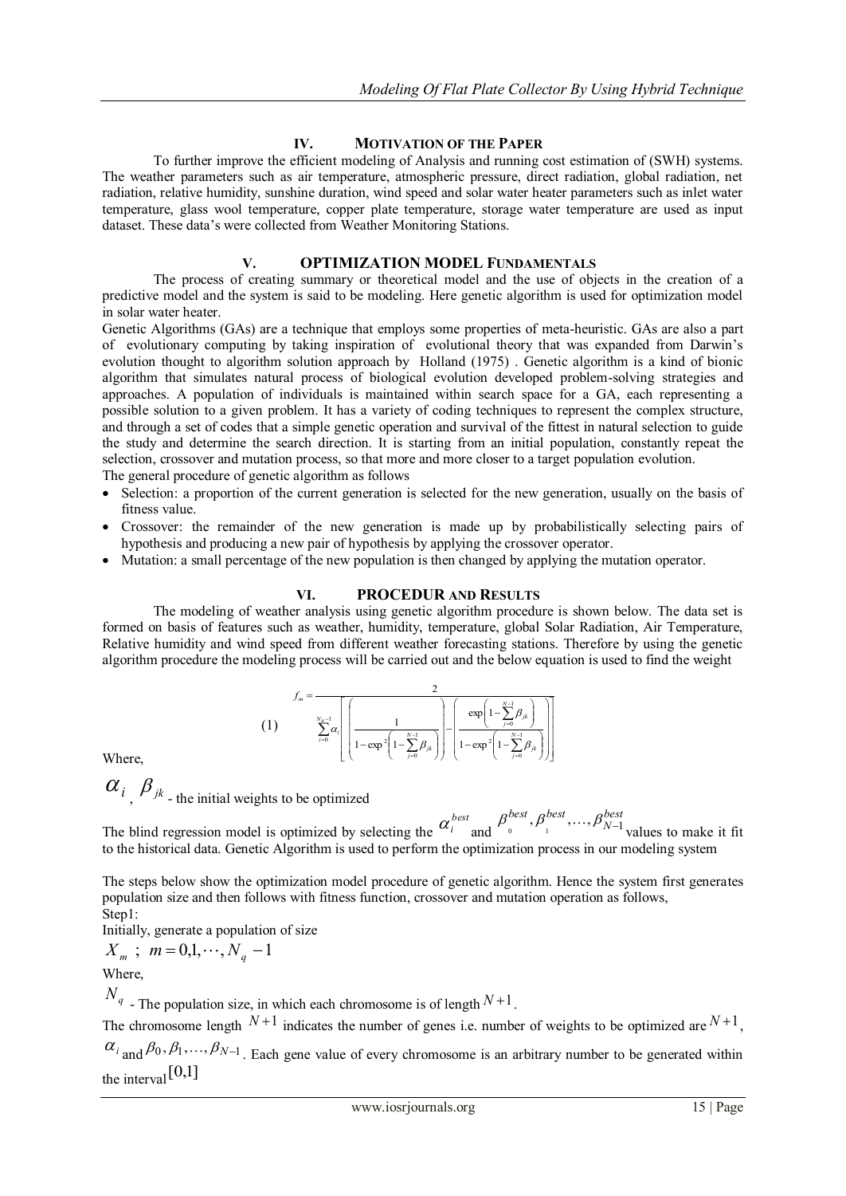## IV. MOTIVATION OF THE PAPER

To further improve the efficient modeling of Analysis and running cost estimation of (SWH) systems. The weather parameters such as air temperature, atmospheric pressure, direct radiation, global radiation, net radiation, relative humidity, sunshine duration, wind speed and solar water heater parameters such as inlet water temperature, glass wool temperature, copper plate temperature, storage water temperature are used as input dataset. These data's were collected from Weather Monitoring Stations.

## V. OPTIMIZATION MODEL FUNDAMENTALS

The process of creating summary or theoretical model and the use of objects in the creation of a predictive model and the system is said to be modeling. Here genetic algorithm is used for optimization model in solar water heater.

Genetic Algorithms (GAs) are a technique that employs some properties of meta-heuristic. GAs are also a part of evolutionary computing by taking inspiration of evolutional theory that was expanded from Darwin's evolution thought to algorithm solution approach by Holland (1975) . Genetic algorithm is a kind of bionic algorithm that simulates natural process of biological evolution developed problem-solving strategies and approaches. A population of individuals is maintained within search space for a GA, each representing a possible solution to a given problem. It has a variety of coding techniques to represent the complex structure, and through a set of codes that a simple genetic operation and survival of the fittest in natural selection to guide the study and determine the search direction. It is starting from an initial population, constantly repeat the selection, crossover and mutation process, so that more and more closer to a target population evolution.

The general procedure of genetic algorithm as follows

- Selection: a proportion of the current generation is selected for the new generation, usually on the basis of fitness value.
- Crossover: the remainder of the new generation is made up by probabilistically selecting pairs of hypothesis and producing a new pair of hypothesis by applying the crossover operator.
- Mutation: a small percentage of the new population is then changed by applying the mutation operator.

## VI. PROCEDUR AND RESULTS

The modeling of weather analysis using genetic algorithm procedure is shown below. The data set is formed on basis of features such as weather, humidity, temperature, global Solar Radiation, Air Temperature, Relative humidity and wind speed from different weather forecasting stations. Therefore by using the genetic algorithm procedure the modeling process will be carried out and the below equation is used to find the weight

$$f_m = \frac{2}{\sum_{i=0}^{N_h-1} \alpha_i \left[ \left( \frac{1}{1-\exp^2\left(1-\sum_{j=0}^{N-1}\beta_{jk}\right)} \right) - \left( \frac{\exp\left(1-\sum_{j=0}^{N-1}\beta_{jk}\right)}{1-\exp^2\left(1-\sum_{j=0}^{N-1}\beta_{jk}\right)} \right) \right]} \quad (1)$$

Where,

$\alpha_i$, $\beta_{jk}$ - the initial weights to be optimized

The blind regression model is optimized by selecting the $\alpha_i^{best}$ and $\beta_0^{best}, \beta_1^{best}, \ldots, \beta_{N-1}^{best}$ values to make it fit to the historical data. Genetic Algorithm is used to perform the optimization process in our modeling system

The steps below show the optimization model procedure of genetic algorithm. Hence the system first generates population size and then follows with fitness function, crossover and mutation operation as follows,

Step1:

Initially, generate a population of size

$X_m \; ; \; m = 0,1,\cdots,N_q - 1$

Where,

$N_q$ - The population size, in which each chromosome is of length $N+1$.

The chromosome length $N+1$ indicates the number of genes i.e. number of weights to be optimized are $N+1$, $\alpha_i$ and $\beta_0, \beta_1, \ldots, \beta_{N-1}$. Each gene value of every chromosome is an arbitrary number to be generated within the interval $[0,1]$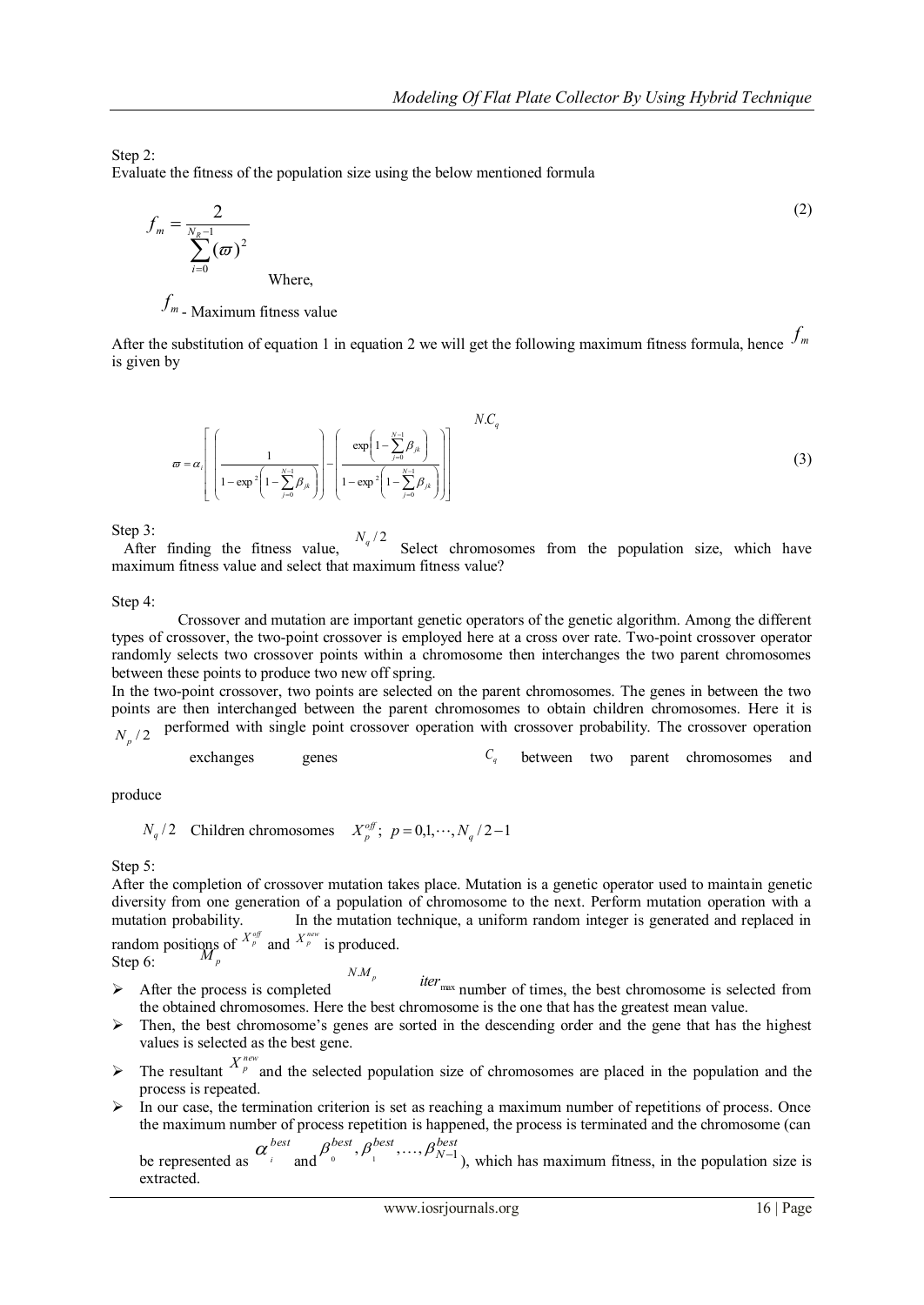Step 2:

Evaluate the fitness of the population size using the below mentioned formula

$$f_m = \frac{2}{\sum_{i=0}^{N_R-1} (\varpi)^2} \tag{2}$$

Where,

$f_m$ - Maximum fitness value

After the substitution of equation 1 in equation 2 we will get the following maximum fitness formula, hence $f_m$ is given by

$$\varpi = \alpha_i \left[ \left( \frac{1}{1-\exp^2\left(1-\sum_{j=0}^{N-1}\beta_{jk}\right)} \right) - \left( \frac{\exp\left(1-\sum_{j=0}^{N-1}\beta_{jk}\right)}{1-\exp^2\left(1-\sum_{j=0}^{N-1}\beta_{jk}\right)} \right) \right]^{N.C_q} \tag{3}$$

Step 3:

After finding the fitness value, $N_q/2$ Select chromosomes from the population size, which have maximum fitness value and select that maximum fitness value?

Step 4:

Crossover and mutation are important genetic operators of the genetic algorithm. Among the different types of crossover, the two-point crossover is employed here at a cross over rate. Two-point crossover operator randomly selects two crossover points within a chromosome then interchanges the two parent chromosomes between these points to produce two new off spring.

In the two-point crossover, two points are selected on the parent chromosomes. The genes in between the two points are then interchanged between the parent chromosomes to obtain children chromosomes. Here it is $N_p/2$ performed with single point crossover operation with crossover probability. The crossover operation exchanges genes $C_q$ between two parent chromosomes and produce

$N_q/2$ Children chromosomes $X_p^{off};\ p = 0,1,\cdots,N_q/2-1$

Step 5:

After the completion of crossover mutation takes place. Mutation is a genetic operator used to maintain genetic diversity from one generation of a population of chromosome to the next. Perform mutation operation with a mutation probability. In the mutation technique, a uniform random integer is generated and replaced in random positions of $X_p^{off}$ and $X_p^{new}$ is produced. $M_p$

Step 6:

- After the process is completed $N.M_p$ $iter_{\max}$ number of times, the best chromosome is selected from the obtained chromosomes. Here the best chromosome is the one that has the greatest mean value.
- Then, the best chromosome's genes are sorted in the descending order and the gene that has the highest values is selected as the best gene.
- The resultant $X_p^{new}$ and the selected population size of chromosomes are placed in the population and the process is repeated.
- In our case, the termination criterion is set as reaching a maximum number of repetitions of process. Once the maximum number of process repetition is happened, the process is terminated and the chromosome (can be represented as $\alpha_i^{best}$ and $\beta_0^{best}, \beta_1^{best}, \ldots, \beta_{N-1}^{best}$), which has maximum fitness, in the population size is extracted.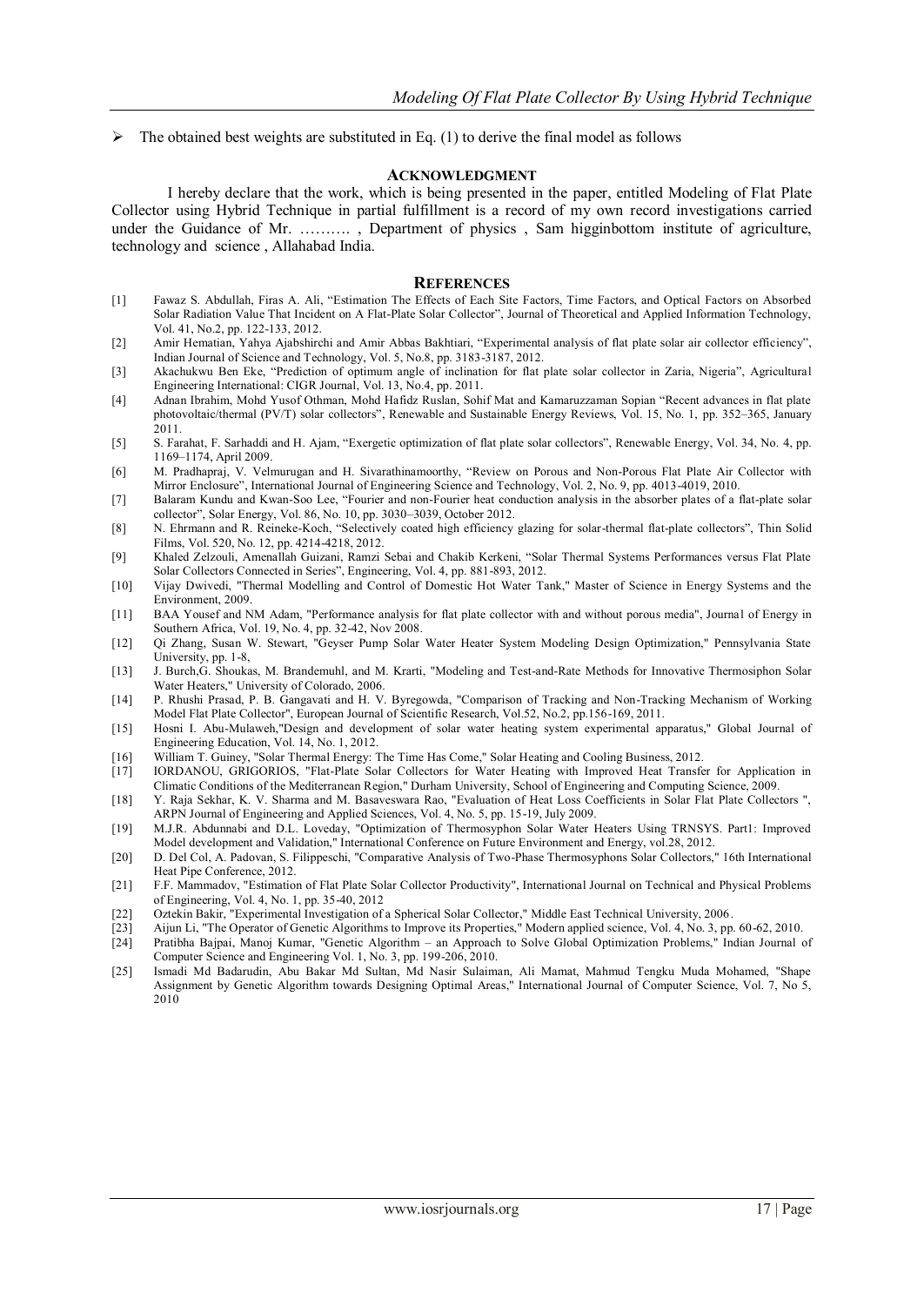➢ The obtained best weights are substituted in Eq. (1) to derive the final model as follows

## ACKNOWLEDGMENT

I hereby declare that the work, which is being presented in the paper, entitled Modeling of Flat Plate Collector using Hybrid Technique in partial fulfillment is a record of my own record investigations carried under the Guidance of Mr. ………. , Department of physics , Sam higginbottom institute of agriculture, technology and science , Allahabad India.

## REFERENCES

[1] Fawaz S. Abdullah, Firas A. Ali, "Estimation The Effects of Each Site Factors, Time Factors, and Optical Factors on Absorbed Solar Radiation Value That Incident on A Flat-Plate Solar Collector", Journal of Theoretical and Applied Information Technology, Vol. 41, No.2, pp. 122-133, 2012.

[2] Amir Hematian, Yahya Ajabshirchi and Amir Abbas Bakhtiari, "Experimental analysis of flat plate solar air collector efficiency", Indian Journal of Science and Technology, Vol. 5, No.8, pp. 3183-3187, 2012.

[3] Akachukwu Ben Eke, "Prediction of optimum angle of inclination for flat plate solar collector in Zaria, Nigeria", Agricultural Engineering International: CIGR Journal, Vol. 13, No.4, pp. 2011.

[4] Adnan Ibrahim, Mohd Yusof Othman, Mohd Hafidz Ruslan, Sohif Mat and Kamaruzzaman Sopian "Recent advances in flat plate photovoltaic/thermal (PV/T) solar collectors", Renewable and Sustainable Energy Reviews, Vol. 15, No. 1, pp. 352–365, January 2011.

[5] S. Farahat, F. Sarhaddi and H. Ajam, "Exergetic optimization of flat plate solar collectors", Renewable Energy, Vol. 34, No. 4, pp. 1169–1174, April 2009.

[6] M. Pradhapraj, V. Velmurugan and H. Sivarathinamoorthy, "Review on Porous and Non-Porous Flat Plate Air Collector with Mirror Enclosure", International Journal of Engineering Science and Technology, Vol. 2, No. 9, pp. 4013-4019, 2010.

[7] Balaram Kundu and Kwan-Soo Lee, "Fourier and non-Fourier heat conduction analysis in the absorber plates of a flat-plate solar collector", Solar Energy, Vol. 86, No. 10, pp. 3030–3039, October 2012.

[8] N. Ehrmann and R. Reineke-Koch, "Selectively coated high efficiency glazing for solar-thermal flat-plate collectors", Thin Solid Films, Vol. 520, No. 12, pp. 4214-4218, 2012.

[9] Khaled Zelzouli, Amenallah Guizani, Ramzi Sebai and Chakib Kerkeni, "Solar Thermal Systems Performances versus Flat Plate Solar Collectors Connected in Series", Engineering, Vol. 4, pp. 881-893, 2012.

[10] Vijay Dwivedi, "Thermal Modelling and Control of Domestic Hot Water Tank," Master of Science in Energy Systems and the Environment, 2009.

[11] BAA Yousef and NM Adam, "Performance analysis for flat plate collector with and without porous media", Journal of Energy in Southern Africa, Vol. 19, No. 4, pp. 32-42, Nov 2008.

[12] Qi Zhang, Susan W. Stewart, "Geyser Pump Solar Water Heater System Modeling Design Optimization," Pennsylvania State University, pp. 1-8,

[13] J. Burch,G. Shoukas, M. Brandemuhl, and M. Krarti, "Modeling and Test-and-Rate Methods for Innovative Thermosiphon Solar Water Heaters," University of Colorado, 2006.

[14] P. Rhushi Prasad, P. B. Gangavati and H. V. Byregowda, "Comparison of Tracking and Non-Tracking Mechanism of Working Model Flat Plate Collector", European Journal of Scientific Research, Vol.52, No.2, pp.156-169, 2011.

[15] Hosni I. Abu-Mulaweh,"Design and development of solar water heating system experimental apparatus," Global Journal of Engineering Education, Vol. 14, No. 1, 2012.

[16] William T. Guiney, "Solar Thermal Energy: The Time Has Come," Solar Heating and Cooling Business, 2012.

[17] IORDANOU, GRIGORIOS, "Flat-Plate Solar Collectors for Water Heating with Improved Heat Transfer for Application in Climatic Conditions of the Mediterranean Region," Durham University, School of Engineering and Computing Science, 2009.

[18] Y. Raja Sekhar, K. V. Sharma and M. Basaveswara Rao, "Evaluation of Heat Loss Coefficients in Solar Flat Plate Collectors ", ARPN Journal of Engineering and Applied Sciences, Vol. 4, No. 5, pp. 15-19, July 2009.

[19] M.J.R. Abdunnabi and D.L. Loveday, "Optimization of Thermosyphon Solar Water Heaters Using TRNSYS. Part1: Improved Model development and Validation," International Conference on Future Environment and Energy, vol.28, 2012.

[20] D. Del Col, A. Padovan, S. Filippeschi, "Comparative Analysis of Two-Phase Thermosyphons Solar Collectors," 16th International Heat Pipe Conference, 2012.

[21] F.F. Mammadov, "Estimation of Flat Plate Solar Collector Productivity", International Journal on Technical and Physical Problems of Engineering, Vol. 4, No. 1, pp. 35-40, 2012

[22] Oztekin Bakir, "Experimental Investigation of a Spherical Solar Collector," Middle East Technical University, 2006.

[23] Aijun Li, "The Operator of Genetic Algorithms to Improve its Properties," Modern applied science, Vol. 4, No. 3, pp. 60-62, 2010.

[24] Pratibha Bajpai, Manoj Kumar, "Genetic Algorithm – an Approach to Solve Global Optimization Problems," Indian Journal of Computer Science and Engineering Vol. 1, No. 3, pp. 199-206, 2010.

[25] Ismadi Md Badarudin, Abu Bakar Md Sultan, Md Nasir Sulaiman, Ali Mamat, Mahmud Tengku Muda Mohamed, "Shape Assignment by Genetic Algorithm towards Designing Optimal Areas," International Journal of Computer Science, Vol. 7, No 5, 2010